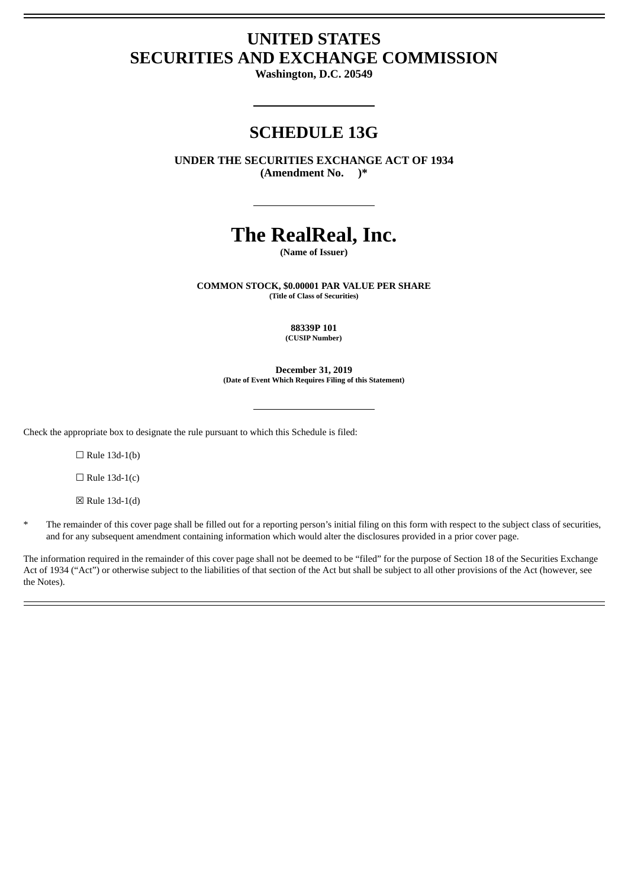# UNITED STATES
# SECURITIES AND EXCHANGE COMMISSION

**Washington, D.C. 20549**

## SCHEDULE 13G

**UNDER THE SECURITIES EXCHANGE ACT OF 1934**
**(Amendment No. )***

# The RealReal, Inc.

**(Name of Issuer)**

**COMMON STOCK, $0.00001 PAR VALUE PER SHARE**
**(Title of Class of Securities)**

**88339P 101**
**(CUSIP Number)**

**December 31, 2019**
**(Date of Event Which Requires Filing of this Statement)**

Check the appropriate box to designate the rule pursuant to which this Schedule is filed:

☐ Rule 13d-1(b)

☐ Rule 13d-1(c)

☒ Rule 13d-1(d)

\* The remainder of this cover page shall be filled out for a reporting person's initial filing on this form with respect to the subject class of securities, and for any subsequent amendment containing information which would alter the disclosures provided in a prior cover page.

The information required in the remainder of this cover page shall not be deemed to be "filed" for the purpose of Section 18 of the Securities Exchange Act of 1934 ("Act") or otherwise subject to the liabilities of that section of the Act but shall be subject to all other provisions of the Act (however, see the Notes).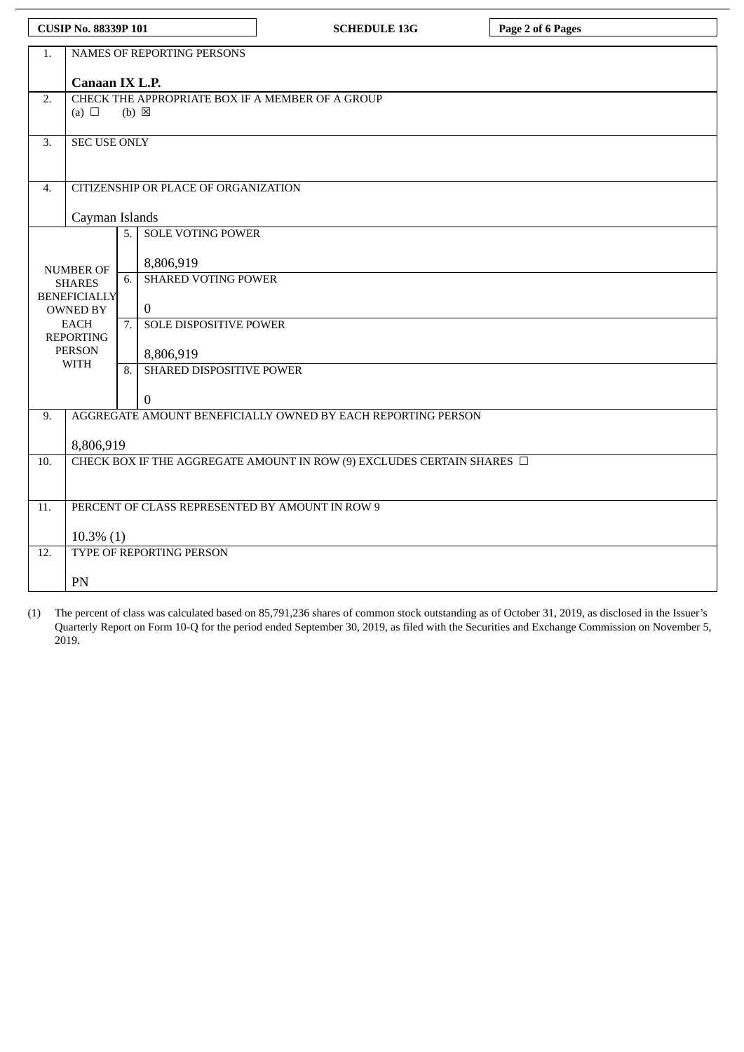| CUSIP No. 88339P 101 | SCHEDULE 13G | Page 2 of 6 Pages |
|---|---|---|

| | | | |
|---|---|---|---|
| 1. | NAMES OF REPORTING PERSONS<br><br>**Canaan IX L.P.** | | |
| 2. | CHECK THE APPROPRIATE BOX IF A MEMBER OF A GROUP<br>(a) ☐ (b) ☒ | | |
| 3. | SEC USE ONLY | | |
| 4. | CITIZENSHIP OR PLACE OF ORGANIZATION<br><br>Cayman Islands | | |
| NUMBER OF SHARES BENEFICIALLY OWNED BY EACH REPORTING PERSON WITH | 5. | SOLE VOTING POWER<br><br>8,806,919 | |
| | 6. | SHARED VOTING POWER<br><br>0 | |
| | 7. | SOLE DISPOSITIVE POWER<br><br>8,806,919 | |
| | 8. | SHARED DISPOSITIVE POWER<br><br>0 | |
| 9. | AGGREGATE AMOUNT BENEFICIALLY OWNED BY EACH REPORTING PERSON<br><br>8,806,919 | | |
| 10. | CHECK BOX IF THE AGGREGATE AMOUNT IN ROW (9) EXCLUDES CERTAIN SHARES ☐ | | |
| 11. | PERCENT OF CLASS REPRESENTED BY AMOUNT IN ROW 9<br><br>10.3% (1) | | |
| 12. | TYPE OF REPORTING PERSON<br><br>PN | | |

(1) The percent of class was calculated based on 85,791,236 shares of common stock outstanding as of October 31, 2019, as disclosed in the Issuer's Quarterly Report on Form 10-Q for the period ended September 30, 2019, as filed with the Securities and Exchange Commission on November 5, 2019.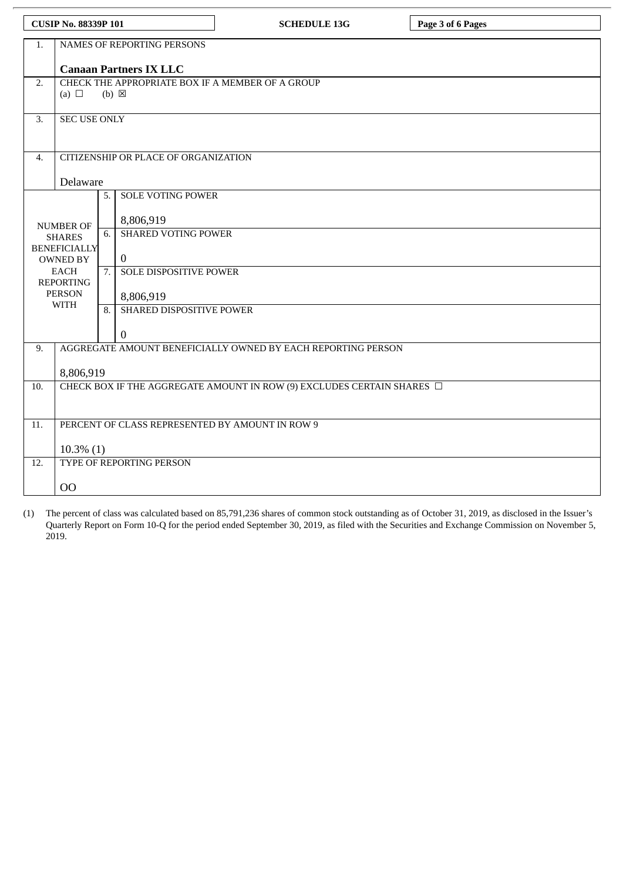| CUSIP No. 88339P 101 | SCHEDULE 13G | Page 3 of 6 Pages |
|---|---|---|

| | | |
|---|---|---|
| 1. | NAMES OF REPORTING PERSONS<br><br>**Canaan Partners IX LLC** | |
| 2. | CHECK THE APPROPRIATE BOX IF A MEMBER OF A GROUP<br>(a) ☐ (b) ☒ | |
| 3. | SEC USE ONLY | |
| 4. | CITIZENSHIP OR PLACE OF ORGANIZATION<br><br>Delaware | |
| NUMBER OF SHARES BENEFICIALLY OWNED BY EACH REPORTING PERSON WITH | 5. | SOLE VOTING POWER<br><br>8,806,919 |
| | 6. | SHARED VOTING POWER<br><br>0 |
| | 7. | SOLE DISPOSITIVE POWER<br><br>8,806,919 |
| | 8. | SHARED DISPOSITIVE POWER<br><br>0 |
| 9. | AGGREGATE AMOUNT BENEFICIALLY OWNED BY EACH REPORTING PERSON<br><br>8,806,919 | |
| 10. | CHECK BOX IF THE AGGREGATE AMOUNT IN ROW (9) EXCLUDES CERTAIN SHARES ☐ | |
| 11. | PERCENT OF CLASS REPRESENTED BY AMOUNT IN ROW 9<br><br>10.3% (1) | |
| 12. | TYPE OF REPORTING PERSON<br><br>OO | |

(1) The percent of class was calculated based on 85,791,236 shares of common stock outstanding as of October 31, 2019, as disclosed in the Issuer's Quarterly Report on Form 10-Q for the period ended September 30, 2019, as filed with the Securities and Exchange Commission on November 5, 2019.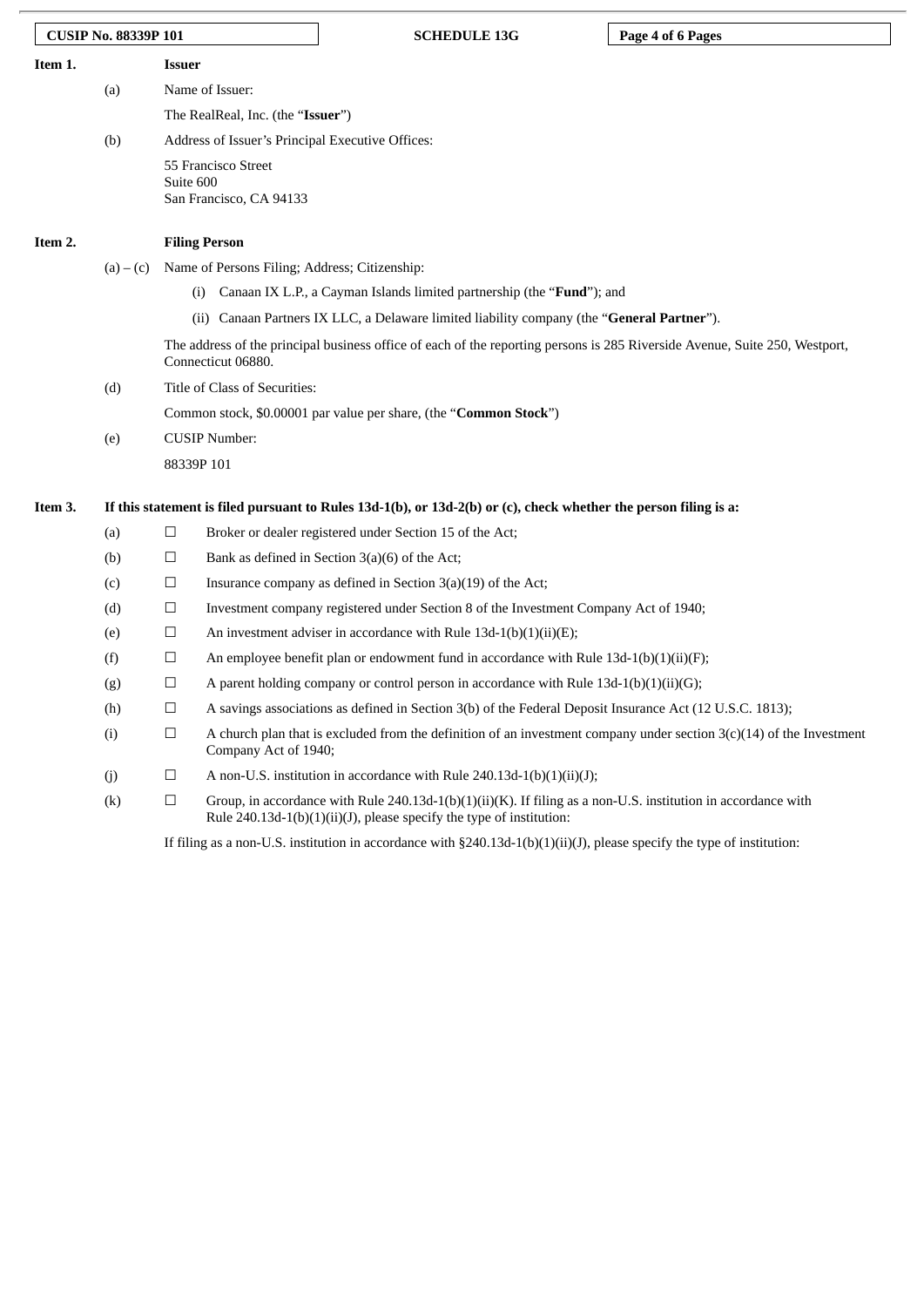**Item 1.** **Issuer**

(a) Name of Issuer:

The RealReal, Inc. (the "**Issuer**")

(b) Address of Issuer's Principal Executive Offices:

55 Francisco Street
Suite 600
San Francisco, CA 94133

**Item 2.** **Filing Person**

(a) – (c) Name of Persons Filing; Address; Citizenship:

(i) Canaan IX L.P., a Cayman Islands limited partnership (the "**Fund**"); and

(ii) Canaan Partners IX LLC, a Delaware limited liability company (the "**General Partner**").

The address of the principal business office of each of the reporting persons is 285 Riverside Avenue, Suite 250, Westport, Connecticut 06880.

(d) Title of Class of Securities:

Common stock, $0.00001 par value per share, (the "**Common Stock**")

(e) CUSIP Number:

88339P 101

**Item 3.** **If this statement is filed pursuant to Rules 13d-1(b), or 13d-2(b) or (c), check whether the person filing is a:**

(a) ☐ Broker or dealer registered under Section 15 of the Act;

(b) ☐ Bank as defined in Section 3(a)(6) of the Act;

(c) ☐ Insurance company as defined in Section 3(a)(19) of the Act;

(d) ☐ Investment company registered under Section 8 of the Investment Company Act of 1940;

(e) ☐ An investment adviser in accordance with Rule 13d-1(b)(1)(ii)(E);

(f) ☐ An employee benefit plan or endowment fund in accordance with Rule 13d-1(b)(1)(ii)(F);

(g) ☐ A parent holding company or control person in accordance with Rule 13d-1(b)(1)(ii)(G);

(h) ☐ A savings associations as defined in Section 3(b) of the Federal Deposit Insurance Act (12 U.S.C. 1813);

(i) ☐ A church plan that is excluded from the definition of an investment company under section 3(c)(14) of the Investment Company Act of 1940;

(j) ☐ A non-U.S. institution in accordance with Rule 240.13d-1(b)(1)(ii)(J);

(k) ☐ Group, in accordance with Rule 240.13d-1(b)(1)(ii)(K). If filing as a non-U.S. institution in accordance with Rule 240.13d-1(b)(1)(ii)(J), please specify the type of institution:

If filing as a non-U.S. institution in accordance with §240.13d-1(b)(1)(ii)(J), please specify the type of institution: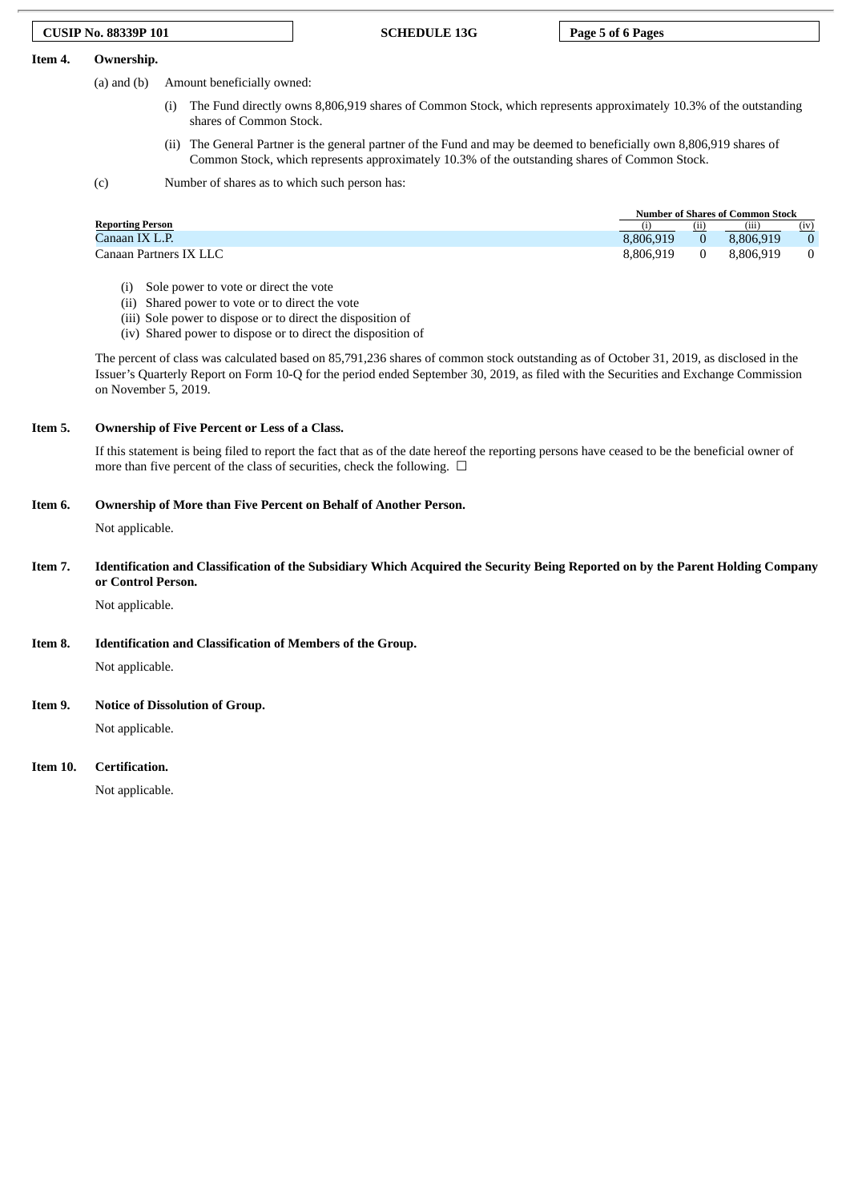**Item 4. Ownership.**

(a) and (b) Amount beneficially owned:

(i) The Fund directly owns 8,806,919 shares of Common Stock, which represents approximately 10.3% of the outstanding shares of Common Stock.

(ii) The General Partner is the general partner of the Fund and may be deemed to beneficially own 8,806,919 shares of Common Stock, which represents approximately 10.3% of the outstanding shares of Common Stock.

(c) Number of shares as to which such person has:

| Reporting Person | Number of Shares of Common Stock | | | |
|---|---|---|---|---|
| | (i) | (ii) | (iii) | (iv) |
| Canaan IX L.P. | 8,806,919 | 0 | 8,806,919 | 0 |
| Canaan Partners IX LLC | 8,806,919 | 0 | 8,806,919 | 0 |

(i) Sole power to vote or direct the vote
(ii) Shared power to vote or to direct the vote
(iii) Sole power to dispose or to direct the disposition of
(iv) Shared power to dispose or to direct the disposition of

The percent of class was calculated based on 85,791,236 shares of common stock outstanding as of October 31, 2019, as disclosed in the Issuer's Quarterly Report on Form 10-Q for the period ended September 30, 2019, as filed with the Securities and Exchange Commission on November 5, 2019.

**Item 5. Ownership of Five Percent or Less of a Class.**

If this statement is being filed to report the fact that as of the date hereof the reporting persons have ceased to be the beneficial owner of more than five percent of the class of securities, check the following. ☐

**Item 6. Ownership of More than Five Percent on Behalf of Another Person.**

Not applicable.

**Item 7. Identification and Classification of the Subsidiary Which Acquired the Security Being Reported on by the Parent Holding Company or Control Person.**

Not applicable.

**Item 8. Identification and Classification of Members of the Group.**

Not applicable.

**Item 9. Notice of Dissolution of Group.**

Not applicable.

**Item 10. Certification.**

Not applicable.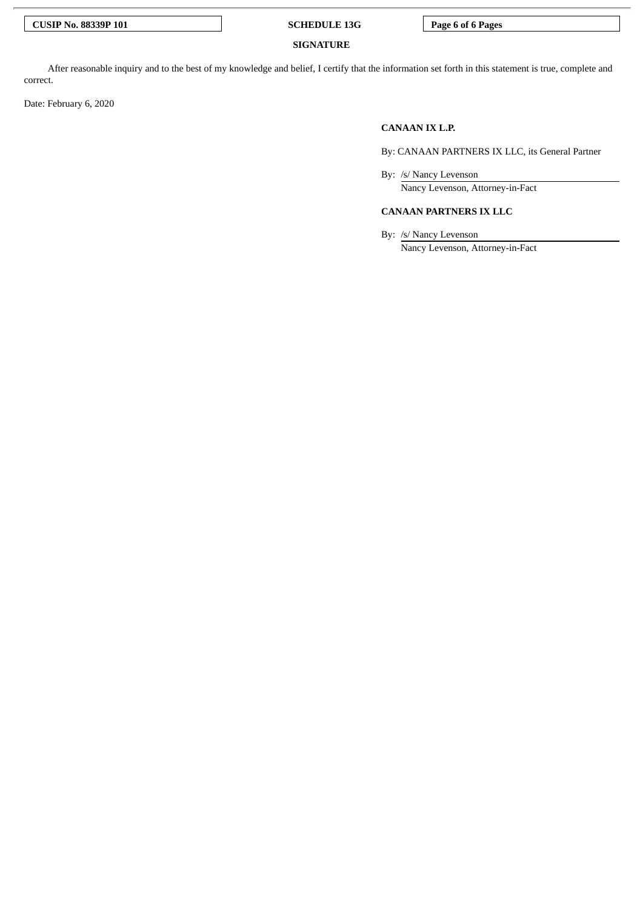## SIGNATURE

After reasonable inquiry and to the best of my knowledge and belief, I certify that the information set forth in this statement is true, complete and correct.

Date: February 6, 2020

**CANAAN IX L.P.**

By: CANAAN PARTNERS IX LLC, its General Partner

By: /s/ Nancy Levenson
Nancy Levenson, Attorney-in-Fact

**CANAAN PARTNERS IX LLC**

By: /s/ Nancy Levenson
Nancy Levenson, Attorney-in-Fact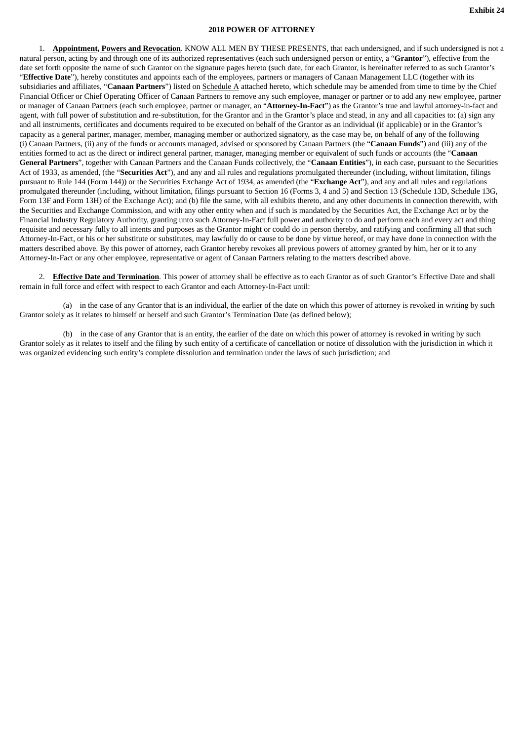**Exhibit 24**

**2018 POWER OF ATTORNEY**

1. **<u>Appointment, Powers and Revocation</u>**. KNOW ALL MEN BY THESE PRESENTS, that each undersigned, and if such undersigned is not a natural person, acting by and through one of its authorized representatives (each such undersigned person or entity, a "**Grantor**"), effective from the date set forth opposite the name of such Grantor on the signature pages hereto (such date, for each Grantor, is hereinafter referred to as such Grantor's "**Effective Date**"), hereby constitutes and appoints each of the employees, partners or managers of Canaan Management LLC (together with its subsidiaries and affiliates, "**Canaan Partners**") listed on <u>Schedule A</u> attached hereto, which schedule may be amended from time to time by the Chief Financial Officer or Chief Operating Officer of Canaan Partners to remove any such employee, manager or partner or to add any new employee, partner or manager of Canaan Partners (each such employee, partner or manager, an "**Attorney-In-Fact**") as the Grantor's true and lawful attorney-in-fact and agent, with full power of substitution and re-substitution, for the Grantor and in the Grantor's place and stead, in any and all capacities to: (a) sign any and all instruments, certificates and documents required to be executed on behalf of the Grantor as an individual (if applicable) or in the Grantor's capacity as a general partner, manager, member, managing member or authorized signatory, as the case may be, on behalf of any of the following (i) Canaan Partners, (ii) any of the funds or accounts managed, advised or sponsored by Canaan Partners (the "**Canaan Funds**") and (iii) any of the entities formed to act as the direct or indirect general partner, manager, managing member or equivalent of such funds or accounts (the "**Canaan General Partners**", together with Canaan Partners and the Canaan Funds collectively, the "**Canaan Entities**"), in each case, pursuant to the Securities Act of 1933, as amended, (the "**Securities Act**"), and any and all rules and regulations promulgated thereunder (including, without limitation, filings pursuant to Rule 144 (Form 144)) or the Securities Exchange Act of 1934, as amended (the "**Exchange Act**"), and any and all rules and regulations promulgated thereunder (including, without limitation, filings pursuant to Section 16 (Forms 3, 4 and 5) and Section 13 (Schedule 13D, Schedule 13G, Form 13F and Form 13H) of the Exchange Act); and (b) file the same, with all exhibits thereto, and any other documents in connection therewith, with the Securities and Exchange Commission, and with any other entity when and if such is mandated by the Securities Act, the Exchange Act or by the Financial Industry Regulatory Authority, granting unto such Attorney-In-Fact full power and authority to do and perform each and every act and thing requisite and necessary fully to all intents and purposes as the Grantor might or could do in person thereby, and ratifying and confirming all that such Attorney-In-Fact, or his or her substitute or substitutes, may lawfully do or cause to be done by virtue hereof, or may have done in connection with the matters described above. By this power of attorney, each Grantor hereby revokes all previous powers of attorney granted by him, her or it to any Attorney-In-Fact or any other employee, representative or agent of Canaan Partners relating to the matters described above.

2. **<u>Effective Date and Termination</u>**. This power of attorney shall be effective as to each Grantor as of such Grantor's Effective Date and shall remain in full force and effect with respect to each Grantor and each Attorney-In-Fact until:

(a) in the case of any Grantor that is an individual, the earlier of the date on which this power of attorney is revoked in writing by such Grantor solely as it relates to himself or herself and such Grantor's Termination Date (as defined below);

(b) in the case of any Grantor that is an entity, the earlier of the date on which this power of attorney is revoked in writing by such Grantor solely as it relates to itself and the filing by such entity of a certificate of cancellation or notice of dissolution with the jurisdiction in which it was organized evidencing such entity's complete dissolution and termination under the laws of such jurisdiction; and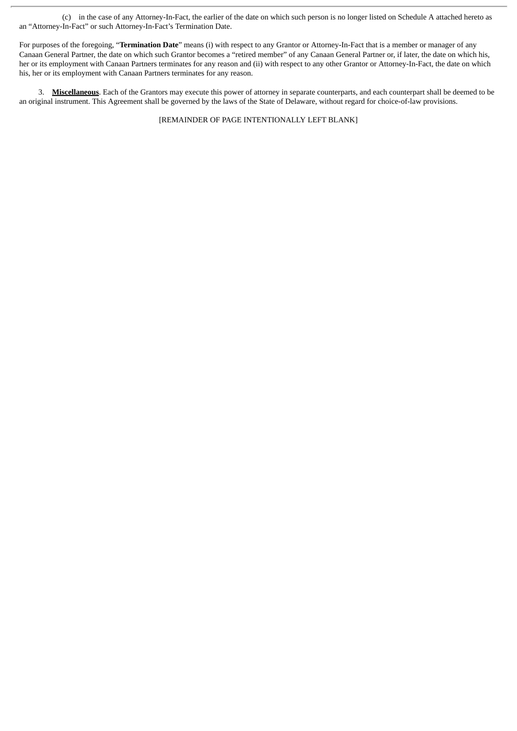(c) in the case of any Attorney-In-Fact, the earlier of the date on which such person is no longer listed on Schedule A attached hereto as an "Attorney-In-Fact" or such Attorney-In-Fact's Termination Date.

For purposes of the foregoing, "**Termination Date**" means (i) with respect to any Grantor or Attorney-In-Fact that is a member or manager of any Canaan General Partner, the date on which such Grantor becomes a "retired member" of any Canaan General Partner or, if later, the date on which his, her or its employment with Canaan Partners terminates for any reason and (ii) with respect to any other Grantor or Attorney-In-Fact, the date on which his, her or its employment with Canaan Partners terminates for any reason.

3. **Miscellaneous**. Each of the Grantors may execute this power of attorney in separate counterparts, and each counterpart shall be deemed to be an original instrument. This Agreement shall be governed by the laws of the State of Delaware, without regard for choice-of-law provisions.

[REMAINDER OF PAGE INTENTIONALLY LEFT BLANK]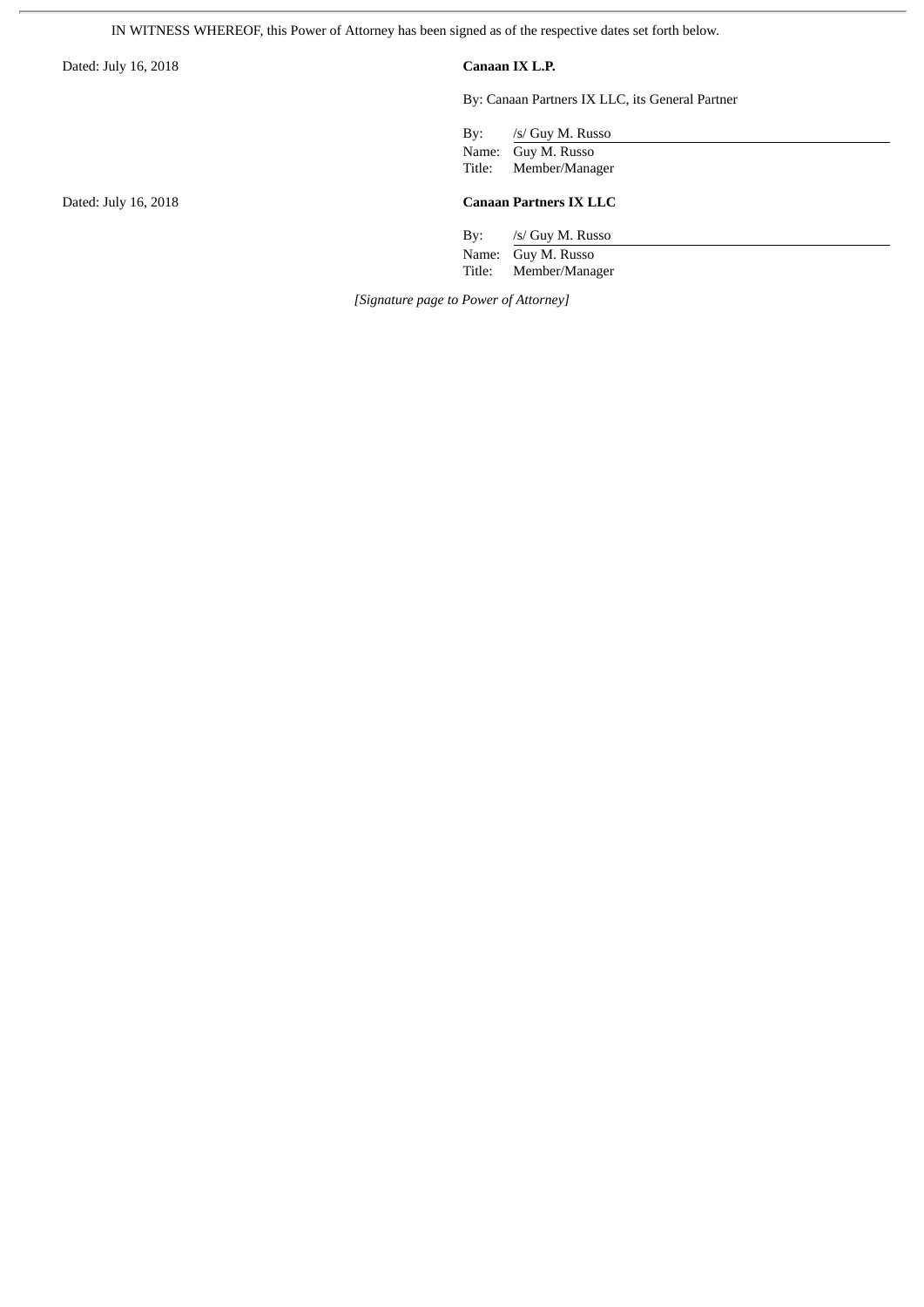IN WITNESS WHEREOF, this Power of Attorney has been signed as of the respective dates set forth below.

Dated: July 16, 2018

**Canaan IX L.P.**

By: Canaan Partners IX LLC, its General Partner

By: /s/ Guy M. Russo
Name: Guy M. Russo
Title: Member/Manager

Dated: July 16, 2018

**Canaan Partners IX LLC**

By: /s/ Guy M. Russo
Name: Guy M. Russo
Title: Member/Manager

*[Signature page to Power of Attorney]*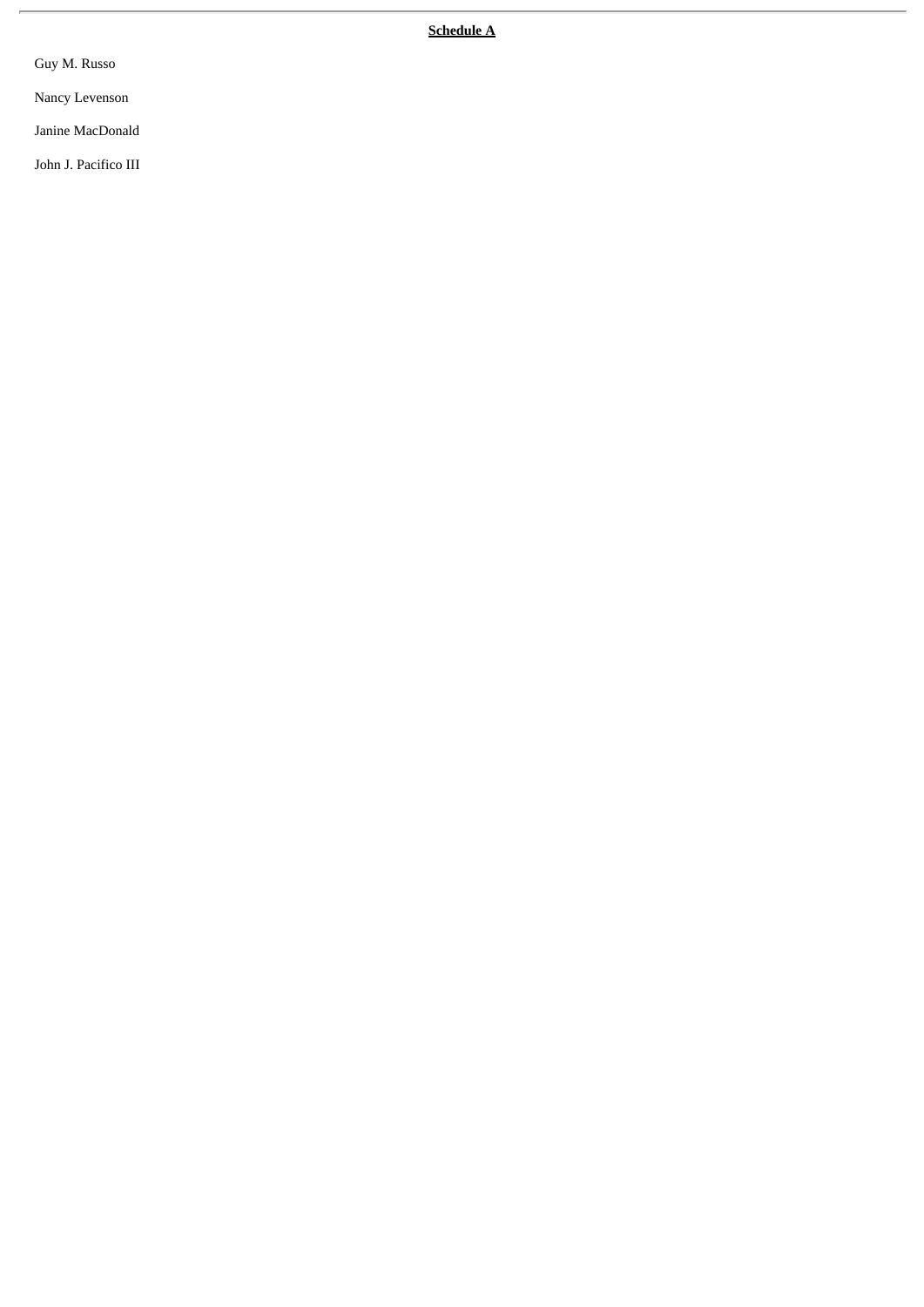**Schedule A**

Guy M. Russo

Nancy Levenson

Janine MacDonald

John J. Pacifico III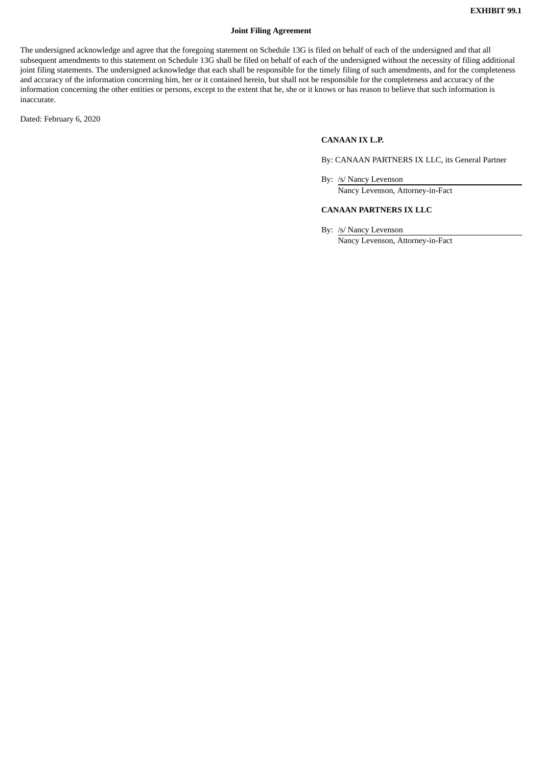**EXHIBIT 99.1**

**Joint Filing Agreement**

The undersigned acknowledge and agree that the foregoing statement on Schedule 13G is filed on behalf of each of the undersigned and that all subsequent amendments to this statement on Schedule 13G shall be filed on behalf of each of the undersigned without the necessity of filing additional joint filing statements. The undersigned acknowledge that each shall be responsible for the timely filing of such amendments, and for the completeness and accuracy of the information concerning him, her or it contained herein, but shall not be responsible for the completeness and accuracy of the information concerning the other entities or persons, except to the extent that he, she or it knows or has reason to believe that such information is inaccurate.

Dated: February 6, 2020

**CANAAN IX L.P.**

By: CANAAN PARTNERS IX LLC, its General Partner

By: /s/ Nancy Levenson
Nancy Levenson, Attorney-in-Fact

**CANAAN PARTNERS IX LLC**

By: /s/ Nancy Levenson
Nancy Levenson, Attorney-in-Fact